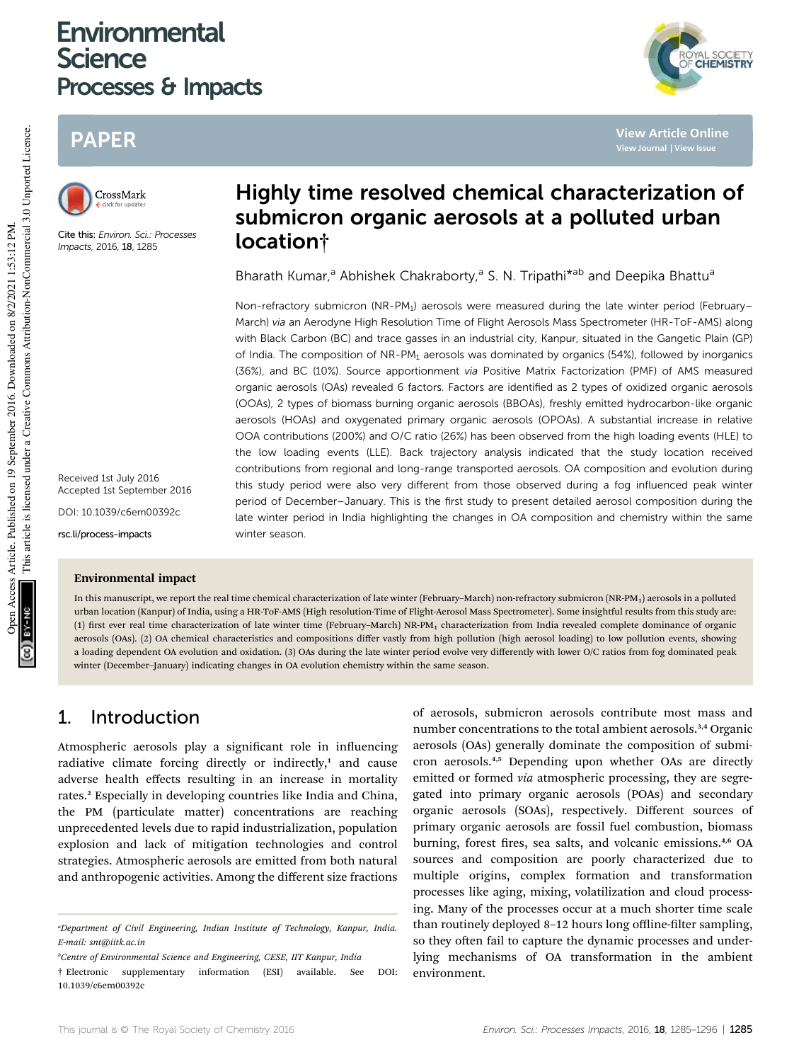# Highly time resolved chemical characterization of submicron organic aerosols at a polluted urban location†

Bharath Kumar,[a] Abhishek Chakraborty,[a] S. N. Tripathi*[ab] and Deepika Bhattu[a]

Cite this: *Environ. Sci.: Processes Impacts*, 2016, **18**, 1285

Received 1st July 2016
Accepted 1st September 2016

DOI: 10.1039/c6em00392c

rsc.li/process-impacts

Non-refractory submicron ($NR\text{-}PM_1$) aerosols were measured during the late winter period (February–March) *via* an Aerodyne High Resolution Time of Flight Aerosols Mass Spectrometer (HR-ToF-AMS) along with Black Carbon (BC) and trace gasses in an industrial city, Kanpur, situated in the Gangetic Plain (GP) of India. The composition of $NR\text{-}PM_1$ aerosols was dominated by organics (54%), followed by inorganics (36%), and BC (10%). Source apportionment *via* Positive Matrix Factorization (PMF) of AMS measured organic aerosols (OAs) revealed 6 factors. Factors are identified as 2 types of oxidized organic aerosols (OOAs), 2 types of biomass burning organic aerosols (BBOAs), freshly emitted hydrocarbon-like organic aerosols (HOAs) and oxygenated primary organic aerosols (OPOAs). A substantial increase in relative OOA contributions (200%) and O/C ratio (26%) has been observed from the high loading events (HLE) to the low loading events (LLE). Back trajectory analysis indicated that the study location received contributions from regional and long-range transported aerosols. OA composition and evolution during this study period were also very different from those observed during a fog influenced peak winter period of December–January. This is the first study to present detailed aerosol composition during the late winter period in India highlighting the changes in OA composition and chemistry within the same winter season.

### Environmental impact

In this manuscript, we report the real time chemical characterization of late winter (February–March) non-refractory submicron ($NR\text{-}PM_1$) aerosols in a polluted urban location (Kanpur) of India, using a HR-ToF-AMS (High resolution-Time of Flight-Aerosol Mass Spectrometer). Some insightful results from this study are: (1) first ever real time characterization of late winter time (February–March) $NR\text{-}PM_1$ characterization from India revealed complete dominance of organic aerosols (OAs). (2) OA chemical characteristics and compositions differ vastly from high pollution (high aerosol loading) to low pollution events, showing a loading dependent OA evolution and oxidation. (3) OAs during the late winter period evolve very differently with lower O/C ratios from fog dominated peak winter (December–January) indicating changes in OA evolution chemistry within the same season.

## 1. Introduction

Atmospheric aerosols play a significant role in influencing radiative climate forcing directly or indirectly,[1] and cause adverse health effects resulting in an increase in mortality rates.[2] Especially in developing countries like India and China, the PM (particulate matter) concentrations are reaching unprecedented levels due to rapid industrialization, population explosion and lack of mitigation technologies and control strategies. Atmospheric aerosols are emitted from both natural and anthropogenic activities. Among the different size fractions of aerosols, submicron aerosols contribute most mass and number concentrations to the total ambient aerosols.[3,4] Organic aerosols (OAs) generally dominate the composition of submicron aerosols.[4,5] Depending upon whether OAs are directly emitted or formed *via* atmospheric processing, they are segregated into primary organic aerosols (POAs) and secondary organic aerosols (SOAs), respectively. Different sources of primary organic aerosols are fossil fuel combustion, biomass burning, forest fires, sea salts, and volcanic emissions.[4,6] OA sources and composition are poorly characterized due to multiple origins, complex formation and transformation processes like aging, mixing, volatilization and cloud processing. Many of the processes occur at a much shorter time scale than routinely deployed 8–12 hours long offline-filter sampling, so they often fail to capture the dynamic processes and underlying mechanisms of OA transformation in the ambient environment.

[a]Department of Civil Engineering, Indian Institute of Technology, Kanpur, India. E-mail: snt@iitk.ac.in

[b]Centre of Environmental Science and Engineering, CESE, IIT Kanpur, India

† Electronic supplementary information (ESI) available. See DOI: 10.1039/c6em00392c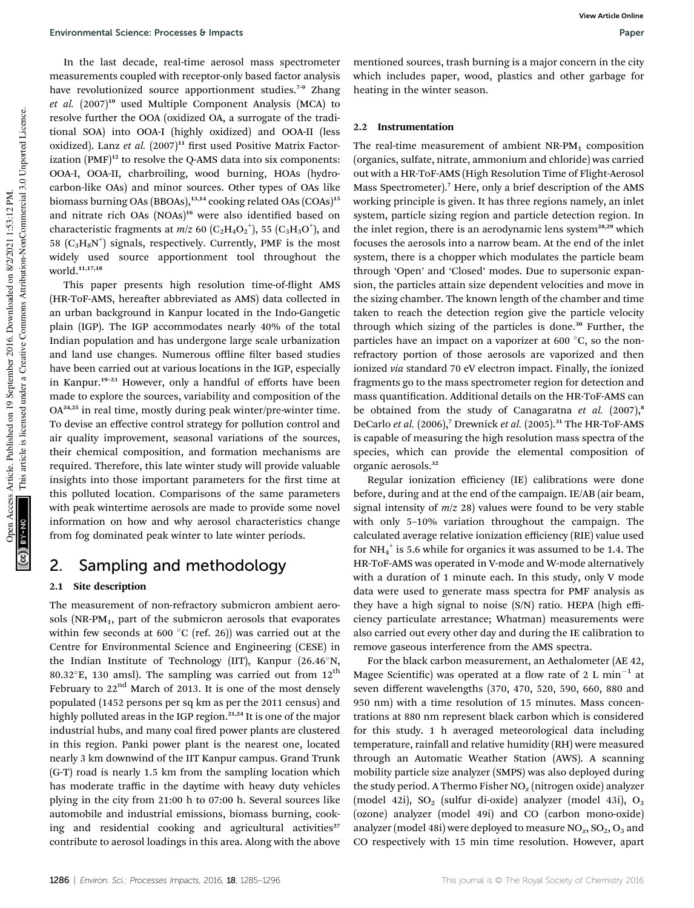In the last decade, real-time aerosol mass spectrometer measurements coupled with receptor-only based factor analysis have revolutionized source apportionment studies.[7-9] Zhang *et al.* (2007)[10] used Multiple Component Analysis (MCA) to resolve further the OOA (oxidized OA, a surrogate of the traditional SOA) into OOA-I (highly oxidized) and OOA-II (less oxidized). Lanz *et al.* (2007)[11] first used Positive Matrix Factorization (PMF)[12] to resolve the Q-AMS data into six components: OOA-I, OOA-II, charbroiling, wood burning, HOAs (hydrocarbon-like OAs) and minor sources. Other types of OAs like biomass burning OAs (BBOAs),[13,14] cooking related OAs (COAs)[15] and nitrate rich OAs (NOAs)[16] were also identified based on characteristic fragments at $m/z$ 60 ($C_2H_4O_2^+$), 55 ($C_3H_3O^+$), and 58 ($C_3H_8N^+$) signals, respectively. Currently, PMF is the most widely used source apportionment tool throughout the world.[11,17,18]

This paper presents high resolution time-of-flight AMS (HR-ToF-AMS, hereafter abbreviated as AMS) data collected in an urban background in Kanpur located in the Indo-Gangetic plain (IGP). The IGP accommodates nearly 40% of the total Indian population and has undergone large scale urbanization and land use changes. Numerous offline filter based studies have been carried out at various locations in the IGP, especially in Kanpur.[19-23] However, only a handful of efforts have been made to explore the sources, variability and composition of the OA[24,25] in real time, mostly during peak winter/pre-winter time. To devise an effective control strategy for pollution control and air quality improvement, seasonal variations of the sources, their chemical composition, and formation mechanisms are required. Therefore, this late winter study will provide valuable insights into those important parameters for the first time at this polluted location. Comparisons of the same parameters with peak wintertime aerosols are made to provide some novel information on how and why aerosol characteristics change from fog dominated peak winter to late winter periods.

## 2. Sampling and methodology

### 2.1 Site description

The measurement of non-refractory submicron ambient aerosols ($NR-PM_1$, part of the submicron aerosols that evaporates within few seconds at 600 °C (ref. 26)) was carried out at the Centre for Environmental Science and Engineering (CESE) in the Indian Institute of Technology (IIT), Kanpur (26.46°N, 80.32°E, 130 amsl). The sampling was carried out from 12th February to 22nd March of 2013. It is one of the most densely populated (1452 persons per sq km as per the 2011 census) and highly polluted areas in the IGP region.[21,24] It is one of the major industrial hubs, and many coal fired power plants are clustered in this region. Panki power plant is the nearest one, located nearly 3 km downwind of the IIT Kanpur campus. Grand Trunk (G-T) road is nearly 1.5 km from the sampling location which has moderate traffic in the daytime with heavy duty vehicles plying in the city from 21:00 h to 07:00 h. Several sources like automobile and industrial emissions, biomass burning, cooking and residential cooking and agricultural activities[27] contribute to aerosol loadings in this area. Along with the above mentioned sources, trash burning is a major concern in the city which includes paper, wood, plastics and other garbage for heating in the winter season.

### 2.2 Instrumentation

The real-time measurement of ambient $NR-PM_1$ composition (organics, sulfate, nitrate, ammonium and chloride) was carried out with a HR-ToF-AMS (High Resolution Time of Flight-Aerosol Mass Spectrometer).[7] Here, only a brief description of the AMS working principle is given. It has three regions namely, an inlet system, particle sizing region and particle detection region. In the inlet region, there is an aerodynamic lens system[28,29] which focuses the aerosols into a narrow beam. At the end of the inlet system, there is a chopper which modulates the particle beam through 'Open' and 'Closed' modes. Due to supersonic expansion, the particles attain size dependent velocities and move in the sizing chamber. The known length of the chamber and time taken to reach the detection region give the particle velocity through which sizing of the particles is done.[30] Further, the particles have an impact on a vaporizer at 600 °C, so the non-refractory portion of those aerosols are vaporized and then ionized *via* standard 70 eV electron impact. Finally, the ionized fragments go to the mass spectrometer region for detection and mass quantification. Additional details on the HR-ToF-AMS can be obtained from the study of Canagaratna *et al.* (2007),[8] DeCarlo *et al.* (2006),[7] Drewnick *et al.* (2005).[31] The HR-ToF-AMS is capable of measuring the high resolution mass spectra of the species, which can provide the elemental composition of organic aerosols.[32]

Regular ionization efficiency (IE) calibrations were done before, during and at the end of the campaign. IE/AB (air beam, signal intensity of $m/z$ 28) values were found to be very stable with only 5–10% variation throughout the campaign. The calculated average relative ionization efficiency (RIE) value used for $NH_4^+$ is 5.6 while for organics it was assumed to be 1.4. The HR-ToF-AMS was operated in V-mode and W-mode alternatively with a duration of 1 minute each. In this study, only V mode data were used to generate mass spectra for PMF analysis as they have a high signal to noise (S/N) ratio. HEPA (high efficiency particulate arrestance; Whatman) measurements were also carried out every other day and during the IE calibration to remove gaseous interference from the AMS spectra.

For the black carbon measurement, an Aethalometer (AE 42, Magee Scientific) was operated at a flow rate of 2 L $min^{-1}$ at seven different wavelengths (370, 470, 520, 590, 660, 880 and 950 nm) with a time resolution of 15 minutes. Mass concentrations at 880 nm represent black carbon which is considered for this study. 1 h averaged meteorological data including temperature, rainfall and relative humidity (RH) were measured through an Automatic Weather Station (AWS). A scanning mobility particle size analyzer (SMPS) was also deployed during the study period. A Thermo Fisher $NO_x$ (nitrogen oxide) analyzer (model 42i), $SO_2$ (sulfur di-oxide) analyzer (model 43i), $O_3$ (ozone) analyzer (model 49i) and CO (carbon mono-oxide) analyzer (model 48i) were deployed to measure $NO_x$, $SO_2$, $O_3$ and CO respectively with 15 min time resolution. However, apart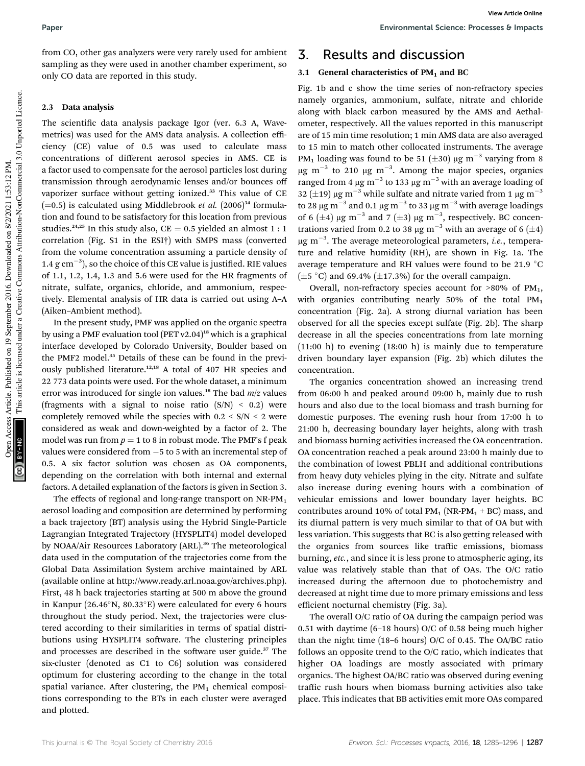from CO, other gas analyzers were very rarely used for ambient sampling as they were used in another chamber experiment, so only CO data are reported in this study.

### 2.3 Data analysis

The scientific data analysis package Igor (ver. 6.3 A, Wavemetrics) was used for the AMS data analysis. A collection efficiency (CE) value of 0.5 was used to calculate mass concentrations of different aerosol species in AMS. CE is a factor used to compensate for the aerosol particles lost during transmission through aerodynamic lenses and/or bounces off vaporizer surface without getting ionized.[33] This value of CE (=0.5) is calculated using Middlebrook *et al.* (2006)[34] formulation and found to be satisfactory for this location from previous studies.[24,25] In this study also, CE = 0.5 yielded an almost 1 : 1 correlation (Fig. S1 in the ESI†) with SMPS mass (converted from the volume concentration assuming a particle density of 1.4 g $cm^{-3}$), so the choice of this CE value is justified. RIE values of 1.1, 1.2, 1.4, 1.3 and 5.6 were used for the HR fragments of nitrate, sulfate, organics, chloride, and ammonium, respectively. Elemental analysis of HR data is carried out using A–A (Aiken–Ambient method).

In the present study, PMF was applied on the organic spectra by using a PMF evaluation tool (PET v2.04)[18] which is a graphical interface developed by Colorado University, Boulder based on the PMF2 model.[35] Details of these can be found in the previously published literature.[12,18] A total of 407 HR species and 22 773 data points were used. For the whole dataset, a minimum error was introduced for single ion values.[18] The bad $m/z$ values (fragments with a signal to noise ratio (S/N) < 0.2) were completely removed while the species with 0.2 < S/N < 2 were considered as weak and down-weighted by a factor of 2. The model was run from $p = 1$ to 8 in robust mode. The PMF's f peak values were considered from −5 to 5 with an incremental step of 0.5. A six factor solution was chosen as OA components, depending on the correlation with both internal and external factors. A detailed explanation of the factors is given in Section 3.

The effects of regional and long-range transport on NR-$PM_1$ aerosol loading and composition are determined by performing a back trajectory (BT) analysis using the Hybrid Single-Particle Lagrangian Integrated Trajectory (HYSPLIT4) model developed by NOAA/Air Resources Laboratory (ARL).[36] The meteorological data used in the computation of the trajectories come from the Global Data Assimilation System archive maintained by ARL (available online at http://www.ready.arl.noaa.gov/archives.php). First, 48 h back trajectories starting at 500 m above the ground in Kanpur (26.46°N, 80.33°E) were calculated for every 6 hours throughout the study period. Next, the trajectories were clustered according to their similarities in terms of spatial distributions using HYSPLIT4 software. The clustering principles and processes are described in the software user guide.[37] The six-cluster (denoted as C1 to C6) solution was considered optimum for clustering according to the change in the total spatial variance. After clustering, the $PM_1$ chemical compositions corresponding to the BTs in each cluster were averaged and plotted.

## 3. Results and discussion

### 3.1 General characteristics of $PM_1$ and BC

Fig. 1b and c show the time series of non-refractory species namely organics, ammonium, sulfate, nitrate and chloride along with black carbon measured by the AMS and Aethalometer, respectively. All the values reported in this manuscript are of 15 min time resolution; 1 min AMS data are also averaged to 15 min to match other collocated instruments. The average $PM_1$ loading was found to be 51 (±30) μg $m^{-3}$ varying from 8 μg $m^{-3}$ to 210 μg $m^{-3}$. Among the major species, organics ranged from 4 μg $m^{-3}$ to 133 μg $m^{-3}$ with an average loading of 32 (±19) μg $m^{-3}$ while sulfate and nitrate varied from 1 μg $m^{-3}$ to 28 μg $m^{-3}$ and 0.1 μg $m^{-3}$ to 33 μg $m^{-3}$ with average loadings of 6 (±4) μg $m^{-3}$ and 7 (±3) μg $m^{-3}$, respectively. BC concentrations varied from 0.2 to 38 μg $m^{-3}$ with an average of 6 (±4) μg $m^{-3}$. The average meteorological parameters, *i.e.*, temperature and relative humidity (RH), are shown in Fig. 1a. The average temperature and RH values were found to be 21.9 °C (±5 °C) and 69.4% (±17.3%) for the overall campaign.

Overall, non-refractory species account for >80% of $PM_1$, with organics contributing nearly 50% of the total $PM_1$ concentration (Fig. 2a). A strong diurnal variation has been observed for all the species except sulfate (Fig. 2b). The sharp decrease in all the species concentrations from late morning (11:00 h) to evening (18:00 h) is mainly due to temperature driven boundary layer expansion (Fig. 2b) which dilutes the concentration.

The organics concentration showed an increasing trend from 06:00 h and peaked around 09:00 h, mainly due to rush hours and also due to the local biomass and trash burning for domestic purposes. The evening rush hour from 17:00 h to 21:00 h, decreasing boundary layer heights, along with trash and biomass burning activities increased the OA concentration. OA concentration reached a peak around 23:00 h mainly due to the combination of lowest PBLH and additional contributions from heavy duty vehicles plying in the city. Nitrate and sulfate also increase during evening hours with a combination of vehicular emissions and lower boundary layer heights. BC contributes around 10% of total $PM_1$ (NR-$PM_1$ + BC) mass, and its diurnal pattern is very much similar to that of OA but with less variation. This suggests that BC is also getting released with the organics from sources like traffic emissions, biomass burning, *etc.*, and since it is less prone to atmospheric aging, its value was relatively stable than that of OAs. The O/C ratio increased during the afternoon due to photochemistry and decreased at night time due to more primary emissions and less efficient nocturnal chemistry (Fig. 3a).

The overall O/C ratio of OA during the campaign period was 0.51 with daytime (6–18 hours) O/C of 0.58 being much higher than the night time (18–6 hours) O/C of 0.45. The OA/BC ratio follows an opposite trend to the O/C ratio, which indicates that higher OA loadings are mostly associated with primary organics. The highest OA/BC ratio was observed during evening traffic rush hours when biomass burning activities also take place. This indicates that BB activities emit more OAs compared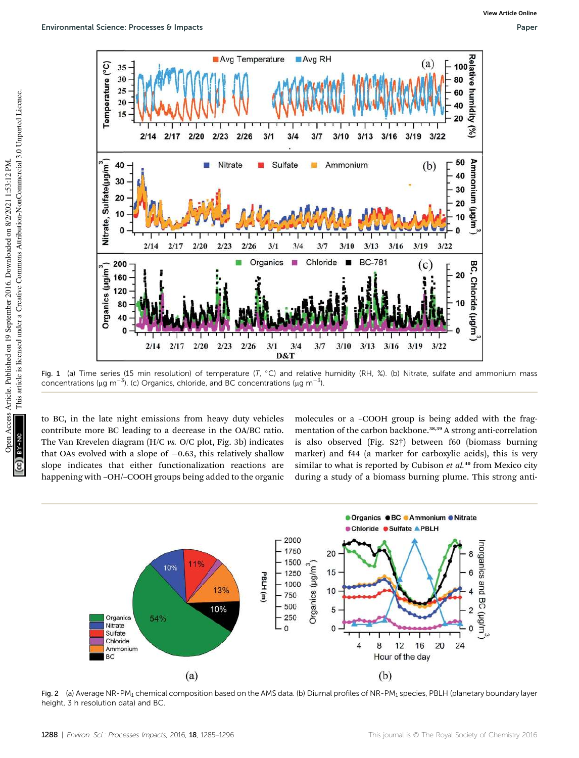Fig. 1 (a) Time series (15 min resolution) of temperature ($T$, °C) and relative humidity (RH, %). (b) Nitrate, sulfate and ammonium mass concentrations (μg $m^{-3}$). (c) Organics, chloride, and BC concentrations (μg $m^{-3}$).

to BC, in the late night emissions from heavy duty vehicles contribute more BC leading to a decrease in the OA/BC ratio. The Van Krevelen diagram (H/C *vs.* O/C plot, Fig. 3b) indicates that OAs evolved with a slope of −0.63, this relatively shallow slope indicates that either functionalization reactions are happening with –OH/–COOH groups being added to the organic molecules or a –COOH group is being added with the fragmentation of the carbon backbone.[38,39] A strong anti-correlation is also observed (Fig. S2†) between f60 (biomass burning marker) and f44 (a marker for carboxylic acids), this is very similar to what is reported by Cubison *et al.*[40] from Mexico city during a study of a biomass burning plume. This strong anti-

Fig. 2 (a) Average NR-$PM_1$ chemical composition based on the AMS data. (b) Diurnal profiles of NR-$PM_1$ species, PBLH (planetary boundary layer height, 3 h resolution data) and BC.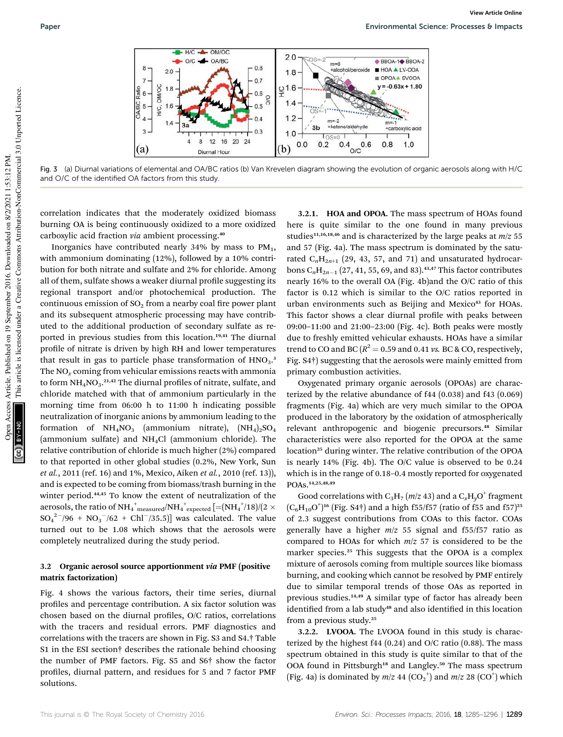Fig. 3 (a) Diurnal variations of elemental and OA/BC ratios (b) Van Krevelen diagram showing the evolution of organic aerosols along with H/C and O/C of the identified OA factors from this study.

correlation indicates that the moderately oxidized biomass burning OA is being continuously oxidized to a more oxidized carboxylic acid fraction *via* ambient processing.[40]

Inorganics have contributed nearly 34% by mass to $PM_1$, with ammonium dominating (12%), followed by a 10% contribution for both nitrate and sulfate and 2% for chloride. Among all of them, sulfate shows a weaker diurnal profile suggesting its regional transport and/or photochemical production. The continuous emission of $SO_2$ from a nearby coal fire power plant and its subsequent atmospheric processing may have contributed to the additional production of secondary sulfate as reported in previous studies from this location.[19,41] The diurnal profile of nitrate is driven by high RH and lower temperatures that result in gas to particle phase transformation of $HNO_3$.[3] The $NO_x$ coming from vehicular emissions reacts with ammonia to form $NH_4NO_3$.[21,42] The diurnal profiles of nitrate, sulfate, and chloride matched with that of ammonium particularly in the morning time from 06:00 h to 11:00 h indicating possible neutralization of inorganic anions by ammonium leading to the formation of $NH_4NO_3$ (ammonium nitrate), $(NH_4)_2SO_4$ (ammonium sulfate) and $NH_4Cl$ (ammonium chloride). The relative contribution of chloride is much higher (2%) compared to that reported in other global studies (0.2%, New York, Sun *et al.*, 2011 (ref. 16) and 1%, Mexico, Aiken *et al.*, 2010 (ref. 13)), and is expected to be coming from biomass/trash burning in the winter period.[44,45] To know the extent of neutralization of the aerosols, the ratio of $NH_4^+{}_{measured}/NH_4^+{}_{expected}$ $[=(NH_4^+/18)/(2 \times SO_4^{2-}/96 + NO_3^-/62 + Cl^-/35.5)]$ was calculated. The value turned out to be 1.08 which shows that the aerosols were completely neutralized during the study period.

### 3.2 Organic aerosol source apportionment *via* PMF (positive matrix factorization)

Fig. 4 shows the various factors, their time series, diurnal profiles and percentage contribution. A six factor solution was chosen based on the diurnal profiles, O/C ratios, correlations with the tracers and residual errors. PMF diagnostics and correlations with the tracers are shown in Fig. S3 and S4.† Table S1 in the ESI section† describes the rationale behind choosing the number of PMF factors. Fig. S5 and S6† show the factor profiles, diurnal pattern, and residues for 5 and 7 factor PMF solutions.

**3.2.1. HOA and OPOA.** The mass spectrum of HOAs found here is quite similar to the one found in many previous studies[11,16,18,46] and is characterized by the large peaks at *m*/*z* 55 and 57 (Fig. 4a). The mass spectrum is dominated by the saturated $C_nH_{2n+1}$ (29, 43, 57, and 71) and unsaturated hydrocarbons $C_nH_{2n-1}$ (27, 41, 55, 69, and 83).[43,47] This factor contributes nearly 16% to the overall OA (Fig. 4b)and the O/C ratio of this factor is 0.12 which is similar to the O/C ratios reported in urban environments such as Beijing and Mexico[43] for HOAs. This factor shows a clear diurnal profile with peaks between 09:00–11:00 and 21:00–23:00 (Fig. 4c). Both peaks were mostly due to freshly emitted vehicular exhausts. HOAs have a similar trend to CO and BC ($R^2$ = 0.59 and 0.41 *vs.* BC & CO, respectively, Fig. S4†) suggesting that the aerosols were mainly emitted from primary combustion activities.

Oxygenated primary organic aerosols (OPOAs) are characterized by the relative abundance of f44 (0.038) and f43 (0.069) fragments (Fig. 4a) which are very much similar to the OPOA produced in the laboratory by the oxidation of atmospherically relevant anthropogenic and biogenic precursors.[48] Similar characteristics were also reported for the OPOA at the same location[25] during winter. The relative contribution of the OPOA is nearly 14% (Fig. 4b). The O/C value is observed to be 0.24 which is in the range of 0.18–0.4 mostly reported for oxygenated POAs.[14,25,48,49]

Good correlations with $C_3H_7$ (*m*/*z* 43) and a $C_xH_yO^+$ fragment $(C_6H_{10}O^+)$[16] (Fig. S4†) and a high f55/f57 (ratio of f55 and f57)[25] of 2.3 suggest contributions from COAs to this factor. COAs generally have a higher *m*/*z* 55 signal and f55/f57 ratio as compared to HOAs for which *m*/*z* 57 is considered to be the marker species.[25] This suggests that the OPOA is a complex mixture of aerosols coming from multiple sources like biomass burning, and cooking which cannot be resolved by PMF entirely due to similar temporal trends of those OAs as reported in previous studies.[14,49] A similar type of factor has already been identified from a lab study[48] and also identified in this location from a previous study.[25]

**3.2.2. LVOOA.** The LVOOA found in this study is characterized by the highest f44 (0.24) and O/C ratio (0.88). The mass spectrum obtained in this study is quite similar to that of the OOA found in Pittsburgh[18] and Langley.[50] The mass spectrum (Fig. 4a) is dominated by *m*/*z* 44 ($CO_2^+$) and *m*/*z* 28 ($CO^+$) which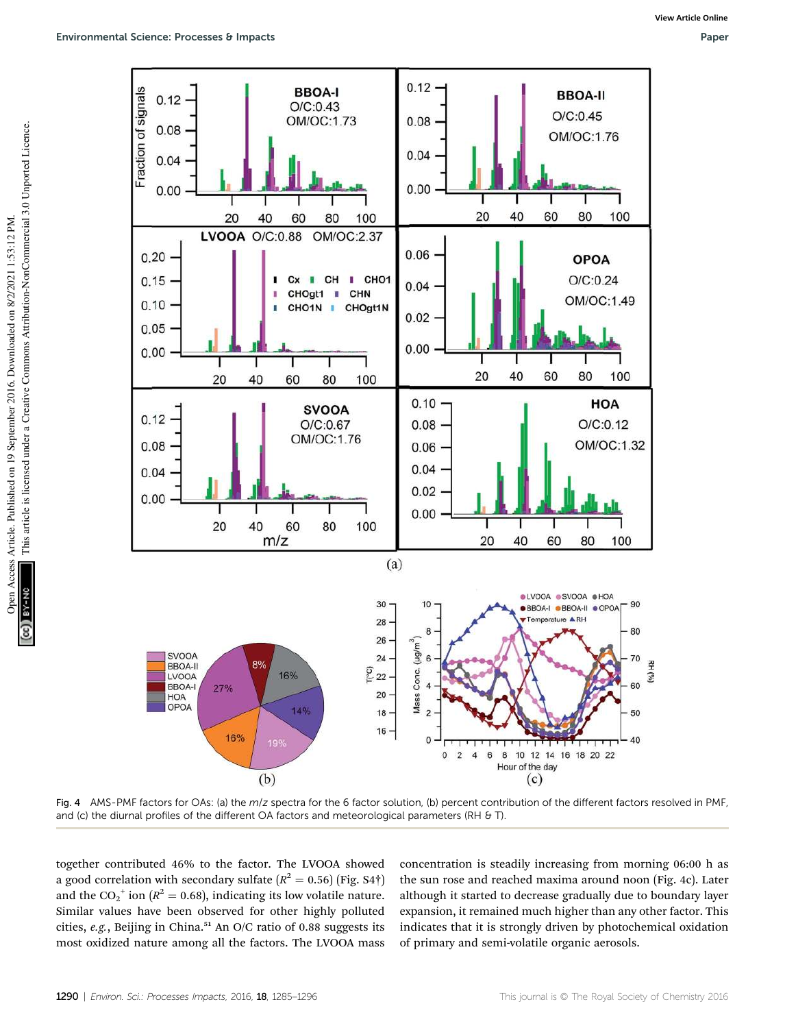Fig. 4 AMS-PMF factors for OAs: (a) the $m/z$ spectra for the 6 factor solution, (b) percent contribution of the different factors resolved in PMF, and (c) the diurnal profiles of the different OA factors and meteorological parameters (RH & T).

together contributed 46% to the factor. The LVOOA showed a good correlation with secondary sulfate ($R^2 = 0.56$) (Fig. S4†) and the $CO_2^+$ ion ($R^2 = 0.68$), indicating its low volatile nature. Similar values have been observed for other highly polluted cities, *e.g.*, Beijing in China.[51] An O/C ratio of 0.88 suggests its most oxidized nature among all the factors. The LVOOA mass concentration is steadily increasing from morning 06:00 h as the sun rose and reached maxima around noon (Fig. 4c). Later although it started to decrease gradually due to boundary layer expansion, it remained much higher than any other factor. This indicates that it is strongly driven by photochemical oxidation of primary and semi-volatile organic aerosols.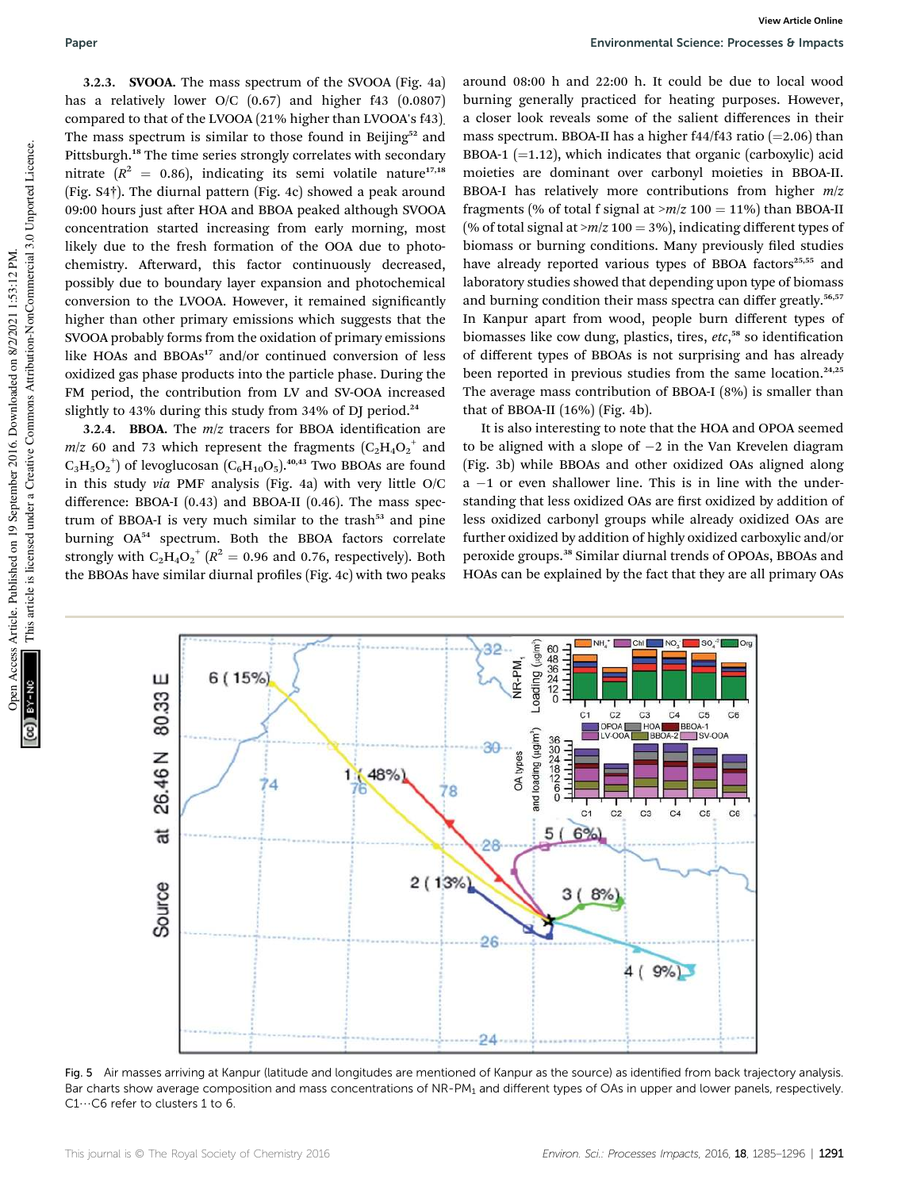**3.2.3. SVOOA.** The mass spectrum of the SVOOA (Fig. 4a) has a relatively lower O/C (0.67) and higher f43 (0.0807) compared to that of the LVOOA (21% higher than LVOOA's f43). The mass spectrum is similar to those found in Beijing[52] and Pittsburgh.[18] The time series strongly correlates with secondary nitrate ($R^2$ = 0.86), indicating its semi volatile nature[17,18] (Fig. S4†). The diurnal pattern (Fig. 4c) showed a peak around 09:00 hours just after HOA and BBOA peaked although SVOOA concentration started increasing from early morning, most likely due to the fresh formation of the OOA due to photochemistry. Afterward, this factor continuously decreased, possibly due to boundary layer expansion and photochemical conversion to the LVOOA. However, it remained significantly higher than other primary emissions which suggests that the SVOOA probably forms from the oxidation of primary emissions like HOAs and BBOAs[17] and/or continued conversion of less oxidized gas phase products into the particle phase. During the FM period, the contribution from LV and SV-OOA increased slightly to 43% during this study from 34% of DJ period.[24]

**3.2.4. BBOA.** The *m*/*z* tracers for BBOA identification are *m*/*z* 60 and 73 which represent the fragments ($C_2H_4O_2^+$ and $C_3H_5O_2^+$) of levoglucosan ($C_6H_{10}O_5$).[40,43] Two BBOAs are found in this study *via* PMF analysis (Fig. 4a) with very little O/C difference: BBOA-I (0.43) and BBOA-II (0.46). The mass spectrum of BBOA-I is very much similar to the trash[53] and pine burning OA[54] spectrum. Both the BBOA factors correlate strongly with $C_2H_4O_2^+$ ($R^2$ = 0.96 and 0.76, respectively). Both the BBOAs have similar diurnal profiles (Fig. 4c) with two peaks around 08:00 h and 22:00 h. It could be due to local wood burning generally practiced for heating purposes. However, a closer look reveals some of the salient differences in their mass spectrum. BBOA-II has a higher f44/f43 ratio (=2.06) than BBOA-1 (=1.12), which indicates that organic (carboxylic) acid moieties are dominant over carbonyl moieties in BBOA-II. BBOA-I has relatively more contributions from higher *m*/*z* fragments (% of total f signal at >*m*/*z* 100 = 11%) than BBOA-II (% of total signal at >*m*/*z* 100 = 3%), indicating different types of biomass or burning conditions. Many previously filed studies have already reported various types of BBOA factors[25,55] and laboratory studies showed that depending upon type of biomass and burning condition their mass spectra can differ greatly.[56,57] In Kanpur apart from wood, people burn different types of biomasses like cow dung, plastics, tires, *etc*,[58] so identification of different types of BBOAs is not surprising and has already been reported in previous studies from the same location.[24,25] The average mass contribution of BBOA-I (8%) is smaller than that of BBOA-II (16%) (Fig. 4b).

It is also interesting to note that the HOA and OPOA seemed to be aligned with a slope of −2 in the Van Krevelen diagram (Fig. 3b) while BBOAs and other oxidized OAs aligned along a −1 or even shallower line. This is in line with the understanding that less oxidized OAs are first oxidized by addition of less oxidized carbonyl groups while already oxidized OAs are further oxidized by addition of highly oxidized carboxylic and/or peroxide groups.[38] Similar diurnal trends of OPOAs, BBOAs and HOAs can be explained by the fact that they are all primary OAs

Fig. 5 Air masses arriving at Kanpur (latitude and longitudes are mentioned of Kanpur as the source) as identified from back trajectory analysis. Bar charts show average composition and mass concentrations of NR-PM$_1$ and different types of OAs in upper and lower panels, respectively. C1⋯C6 refer to clusters 1 to 6.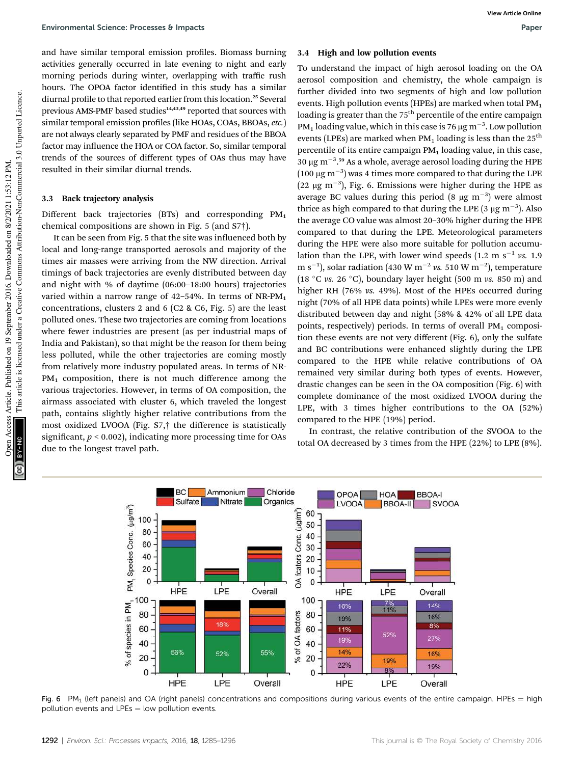and have similar temporal emission profiles. Biomass burning activities generally occurred in late evening to night and early morning periods during winter, overlapping with traffic rush hours. The OPOA factor identified in this study has a similar diurnal profile to that reported earlier from this location.[25] Several previous AMS-PMF based studies[14,43,49] reported that sources with similar temporal emission profiles (like HOAs, COAs, BBOAs, *etc.*) are not always clearly separated by PMF and residues of the BBOA factor may influence the HOA or COA factor. So, similar temporal trends of the sources of different types of OAs thus may have resulted in their similar diurnal trends.

### 3.3 Back trajectory analysis

Different back trajectories (BTs) and corresponding $PM_1$ chemical compositions are shown in Fig. 5 (and S7†).

It can be seen from Fig. 5 that the site was influenced both by local and long-range transported aerosols and majority of the times air masses were arriving from the NW direction. Arrival timings of back trajectories are evenly distributed between day and night with % of daytime (06:00–18:00 hours) trajectories varied within a narrow range of 42–54%. In terms of NR-$PM_1$ concentrations, clusters 2 and 6 (C2 & C6, Fig. 5) are the least polluted ones. These two trajectories are coming from locations where fewer industries are present (as per industrial maps of India and Pakistan), so that might be the reason for them being less polluted, while the other trajectories are coming mostly from relatively more industry populated areas. In terms of NR-$PM_1$ composition, there is not much difference among the various trajectories. However, in terms of OA composition, the airmass associated with cluster 6, which traveled the longest path, contains slightly higher relative contributions from the most oxidized LVOOA (Fig. S7,† the difference is statistically significant, $p < 0.002$), indicating more processing time for OAs due to the longest travel path.

### 3.4 High and low pollution events

To understand the impact of high aerosol loading on the OA aerosol composition and chemistry, the whole campaign is further divided into two segments of high and low pollution events. High pollution events (HPEs) are marked when total $PM_1$ loading is greater than the 75th percentile of the entire campaign $PM_1$ loading value, which in this case is 76 μg $m^{-3}$. Low pollution events (LPEs) are marked when $PM_1$ loading is less than the 25th percentile of its entire campaign $PM_1$ loading value, in this case, 30 μg $m^{-3}$.[59] As a whole, average aerosol loading during the HPE (100 μg $m^{-3}$) was 4 times more compared to that during the LPE (22 μg $m^{-3}$), Fig. 6. Emissions were higher during the HPE as average BC values during this period (8 μg $m^{-3}$) were almost thrice as high compared to that during the LPE (3 μg $m^{-3}$). Also the average CO value was almost 20–30% higher during the HPE compared to that during the LPE. Meteorological parameters during the HPE were also more suitable for pollution accumulation than the LPE, with lower wind speeds (1.2 m $s^{-1}$ *vs.* 1.9 m $s^{-1}$), solar radiation (430 W $m^{-2}$ *vs.* 510 W $m^{-2}$), temperature (18 °C *vs.* 26 °C), boundary layer height (500 m *vs.* 850 m) and higher RH (76% *vs.* 49%). Most of the HPEs occurred during night (70% of all HPE data points) while LPEs were more evenly distributed between day and night (58% & 42% of all LPE data points, respectively) periods. In terms of overall $PM_1$ composition these events are not very different (Fig. 6), only the sulfate and BC contributions were enhanced slightly during the LPE compared to the HPE while relative contributions of OA remained very similar during both types of events. However, drastic changes can be seen in the OA composition (Fig. 6) with complete dominance of the most oxidized LVOOA during the LPE, with 3 times higher contributions to the OA (52%) compared to the HPE (19%) period.

In contrast, the relative contribution of the SVOOA to the total OA decreased by 3 times from the HPE (22%) to LPE (8%).

Fig. 6 $PM_1$ (left panels) and OA (right panels) concentrations and compositions during various events of the entire campaign. HPEs = high pollution events and LPEs = low pollution events.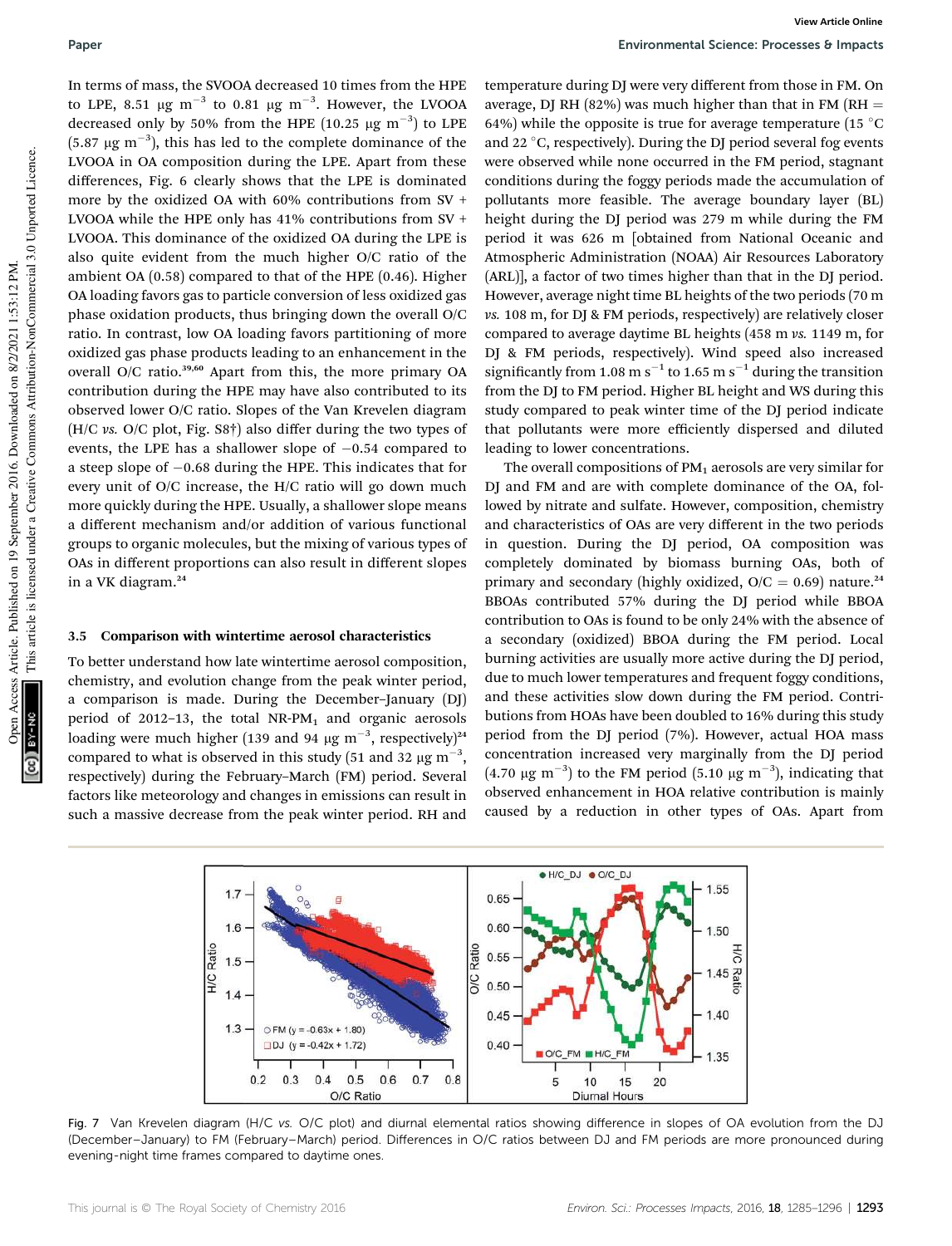In terms of mass, the SVOOA decreased 10 times from the HPE to LPE, 8.51 μg $m^{-3}$ to 0.81 μg $m^{-3}$. However, the LVOOA decreased only by 50% from the HPE (10.25 μg $m^{-3}$) to LPE (5.87 μg $m^{-3}$), this has led to the complete dominance of the LVOOA in OA composition during the LPE. Apart from these differences, Fig. 6 clearly shows that the LPE is dominated more by the oxidized OA with 60% contributions from SV + LVOOA while the HPE only has 41% contributions from SV + LVOOA. This dominance of the oxidized OA during the LPE is also quite evident from the much higher O/C ratio of the ambient OA (0.58) compared to that of the HPE (0.46). Higher OA loading favors gas to particle conversion of less oxidized gas phase oxidation products, thus bringing down the overall O/C ratio. In contrast, low OA loading favors partitioning of more oxidized gas phase products leading to an enhancement in the overall O/C ratio.[39,60] Apart from this, the more primary OA contribution during the HPE may have also contributed to its observed lower O/C ratio. Slopes of the Van Krevelen diagram (H/C *vs.* O/C plot, Fig. S8†) also differ during the two types of events, the LPE has a shallower slope of −0.54 compared to a steep slope of −0.68 during the HPE. This indicates that for every unit of O/C increase, the H/C ratio will go down much more quickly during the HPE. Usually, a shallower slope means a different mechanism and/or addition of various functional groups to organic molecules, but the mixing of various types of OAs in different proportions can also result in different slopes in a VK diagram.[24]

### 3.5 Comparison with wintertime aerosol characteristics

To better understand how late wintertime aerosol composition, chemistry, and evolution change from the peak winter period, a comparison is made. During the December–January (DJ) period of 2012–13, the total NR-$PM_1$ and organic aerosols loading were much higher (139 and 94 μg $m^{-3}$, respectively)[24] compared to what is observed in this study (51 and 32 μg $m^{-3}$, respectively) during the February–March (FM) period. Several factors like meteorology and changes in emissions can result in such a massive decrease from the peak winter period. RH and temperature during DJ were very different from those in FM. On average, DJ RH (82%) was much higher than that in FM (RH = 64%) while the opposite is true for average temperature (15 °C and 22 °C, respectively). During the DJ period several fog events were observed while none occurred in the FM period, stagnant conditions during the foggy periods made the accumulation of pollutants more feasible. The average boundary layer (BL) height during the DJ period was 279 m while during the FM period it was 626 m [obtained from National Oceanic and Atmospheric Administration (NOAA) Air Resources Laboratory (ARL)], a factor of two times higher than that in the DJ period. However, average night time BL heights of the two periods (70 m *vs.* 108 m, for DJ & FM periods, respectively) are relatively closer compared to average daytime BL heights (458 m *vs.* 1149 m, for DJ & FM periods, respectively). Wind speed also increased significantly from 1.08 m $s^{-1}$ to 1.65 m $s^{-1}$ during the transition from the DJ to FM period. Higher BL height and WS during this study compared to peak winter time of the DJ period indicate that pollutants were more efficiently dispersed and diluted leading to lower concentrations.

The overall compositions of $PM_1$ aerosols are very similar for DJ and FM and are with complete dominance of the OA, followed by nitrate and sulfate. However, composition, chemistry and characteristics of OAs are very different in the two periods in question. During the DJ period, OA composition was completely dominated by biomass burning OAs, both of primary and secondary (highly oxidized, O/C = 0.69) nature.[24] BBOAs contributed 57% during the DJ period while BBOA contribution to OAs is found to be only 24% with the absence of a secondary (oxidized) BBOA during the FM period. Local burning activities are usually more active during the DJ period, due to much lower temperatures and frequent foggy conditions, and these activities slow down during the FM period. Contributions from HOAs have been doubled to 16% during this study period from the DJ period (7%). However, actual HOA mass concentration increased very marginally from the DJ period (4.70 μg $m^{-3}$) to the FM period (5.10 μg $m^{-3}$), indicating that observed enhancement in HOA relative contribution is mainly caused by a reduction in other types of OAs. Apart from

Fig. 7 Van Krevelen diagram (H/C *vs.* O/C plot) and diurnal elemental ratios showing difference in slopes of OA evolution from the DJ (December–January) to FM (February–March) period. Differences in O/C ratios between DJ and FM periods are more pronounced during evening-night time frames compared to daytime ones.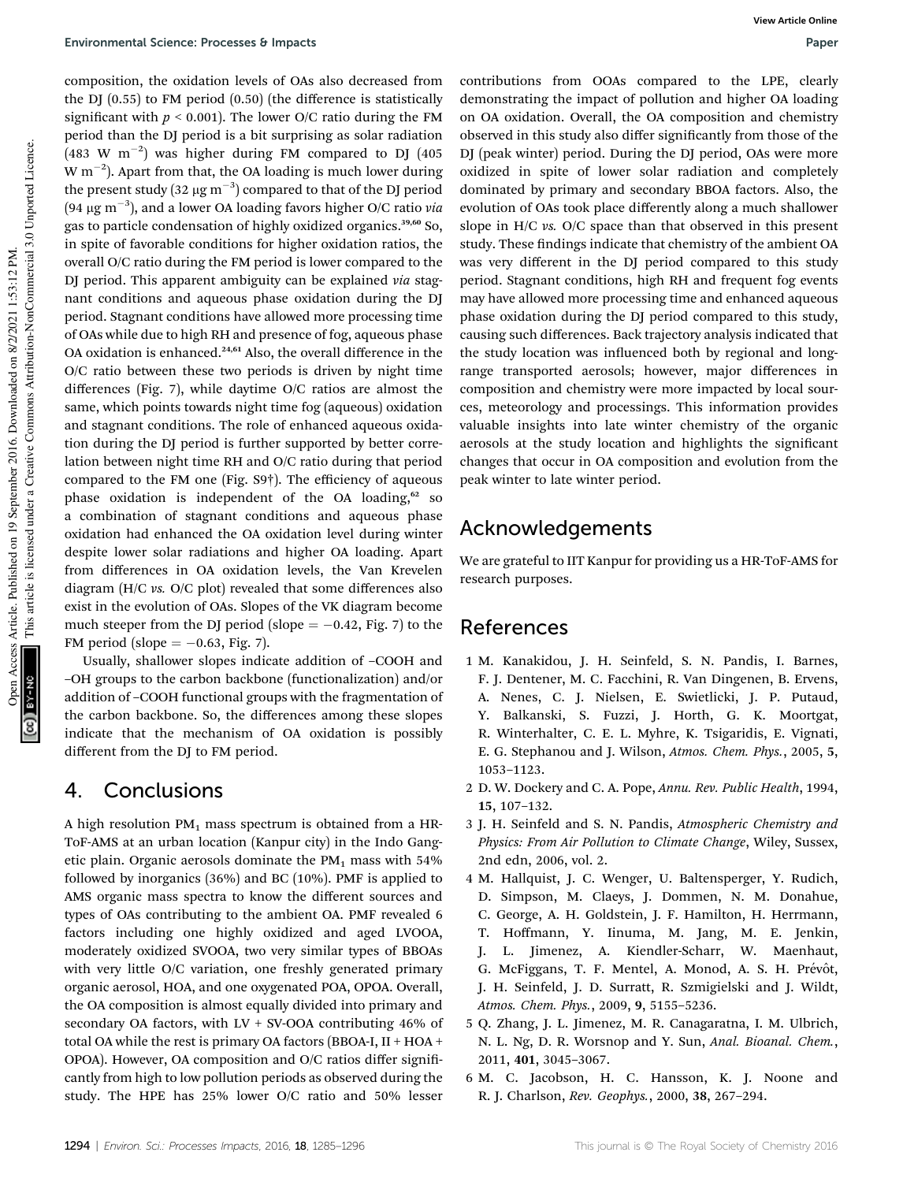composition, the oxidation levels of OAs also decreased from the DJ (0.55) to FM period (0.50) (the difference is statistically significant with $p < 0.001$). The lower O/C ratio during the FM period than the DJ period is a bit surprising as solar radiation (483 W $m^{-2}$) was higher during FM compared to DJ (405 W $m^{-2}$). Apart from that, the OA loading is much lower during the present study (32 μg $m^{-3}$) compared to that of the DJ period (94 μg $m^{-3}$), and a lower OA loading favors higher O/C ratio *via* gas to particle condensation of highly oxidized organics.[39,60] So, in spite of favorable conditions for higher oxidation ratios, the overall O/C ratio during the FM period is lower compared to the DJ period. This apparent ambiguity can be explained *via* stagnant conditions and aqueous phase oxidation during the DJ period. Stagnant conditions have allowed more processing time of OAs while due to high RH and presence of fog, aqueous phase OA oxidation is enhanced.[24,61] Also, the overall difference in the O/C ratio between these two periods is driven by night time differences (Fig. 7), while daytime O/C ratios are almost the same, which points towards night time fog (aqueous) oxidation and stagnant conditions. The role of enhanced aqueous oxidation during the DJ period is further supported by better correlation between night time RH and O/C ratio during that period compared to the FM one (Fig. S9†). The efficiency of aqueous phase oxidation is independent of the OA loading,[62] so a combination of stagnant conditions and aqueous phase oxidation had enhanced the OA oxidation level during winter despite lower solar radiations and higher OA loading. Apart from differences in OA oxidation levels, the Van Krevelen diagram (H/C *vs.* O/C plot) revealed that some differences also exist in the evolution of OAs. Slopes of the VK diagram become much steeper from the DJ period (slope = −0.42, Fig. 7) to the FM period (slope = −0.63, Fig. 7).

Usually, shallower slopes indicate addition of –COOH and –OH groups to the carbon backbone (functionalization) and/or addition of –COOH functional groups with the fragmentation of the carbon backbone. So, the differences among these slopes indicate that the mechanism of OA oxidation is possibly different from the DJ to FM period.

## 4. Conclusions

A high resolution $PM_1$ mass spectrum is obtained from a HR-ToF-AMS at an urban location (Kanpur city) in the Indo Gangetic plain. Organic aerosols dominate the $PM_1$ mass with 54% followed by inorganics (36%) and BC (10%). PMF is applied to AMS organic mass spectra to know the different sources and types of OAs contributing to the ambient OA. PMF revealed 6 factors including one highly oxidized and aged LVOOA, moderately oxidized SVOOA, two very similar types of BBOAs with very little O/C variation, one freshly generated primary organic aerosol, HOA, and one oxygenated POA, OPOA. Overall, the OA composition is almost equally divided into primary and secondary OA factors, with LV + SV-OOA contributing 46% of total OA while the rest is primary OA factors (BBOA-I, II + HOA + OPOA). However, OA composition and O/C ratios differ significantly from high to low pollution periods as observed during the study. The HPE has 25% lower O/C ratio and 50% lesser contributions from OOAs compared to the LPE, clearly demonstrating the impact of pollution and higher OA loading on OA oxidation. Overall, the OA composition and chemistry observed in this study also differ significantly from those of the DJ (peak winter) period. During the DJ period, OAs were more oxidized in spite of lower solar radiation and completely dominated by primary and secondary BBOA factors. Also, the evolution of OAs took place differently along a much shallower slope in H/C *vs.* O/C space than that observed in this present study. These findings indicate that chemistry of the ambient OA was very different in the DJ period compared to this study period. Stagnant conditions, high RH and frequent fog events may have allowed more processing time and enhanced aqueous phase oxidation during the DJ period compared to this study, causing such differences. Back trajectory analysis indicated that the study location was influenced both by regional and long-range transported aerosols; however, major differences in composition and chemistry were more impacted by local sources, meteorology and processings. This information provides valuable insights into late winter chemistry of the organic aerosols at the study location and highlights the significant changes that occur in OA composition and evolution from the peak winter to late winter period.

## Acknowledgements

We are grateful to IIT Kanpur for providing us a HR-ToF-AMS for research purposes.

## References

1 M. Kanakidou, J. H. Seinfeld, S. N. Pandis, I. Barnes, F. J. Dentener, M. C. Facchini, R. Van Dingenen, B. Ervens, A. Nenes, C. J. Nielsen, E. Swietlicki, J. P. Putaud, Y. Balkanski, S. Fuzzi, J. Horth, G. K. Moortgat, R. Winterhalter, C. E. L. Myhre, K. Tsigaridis, E. Vignati, E. G. Stephanou and J. Wilson, *Atmos. Chem. Phys.*, 2005, **5**, 1053–1123.

2 D. W. Dockery and C. A. Pope, *Annu. Rev. Public Health*, 1994, **15**, 107–132.

3 J. H. Seinfeld and S. N. Pandis, *Atmospheric Chemistry and Physics: From Air Pollution to Climate Change*, Wiley, Sussex, 2nd edn, 2006, vol. 2.

4 M. Hallquist, J. C. Wenger, U. Baltensperger, Y. Rudich, D. Simpson, M. Claeys, J. Dommen, N. M. Donahue, C. George, A. H. Goldstein, J. F. Hamilton, H. Herrmann, T. Hoffmann, Y. Iinuma, M. Jang, M. E. Jenkin, J. L. Jimenez, A. Kiendler-Scharr, W. Maenhaut, G. McFiggans, T. F. Mentel, A. Monod, A. S. H. Prévôt, J. H. Seinfeld, J. D. Surratt, R. Szmigielski and J. Wildt, *Atmos. Chem. Phys.*, 2009, **9**, 5155–5236.

5 Q. Zhang, J. L. Jimenez, M. R. Canagaratna, I. M. Ulbrich, N. L. Ng, D. R. Worsnop and Y. Sun, *Anal. Bioanal. Chem.*, 2011, **401**, 3045–3067.

6 M. C. Jacobson, H. C. Hansson, K. J. Noone and R. J. Charlson, *Rev. Geophys.*, 2000, **38**, 267–294.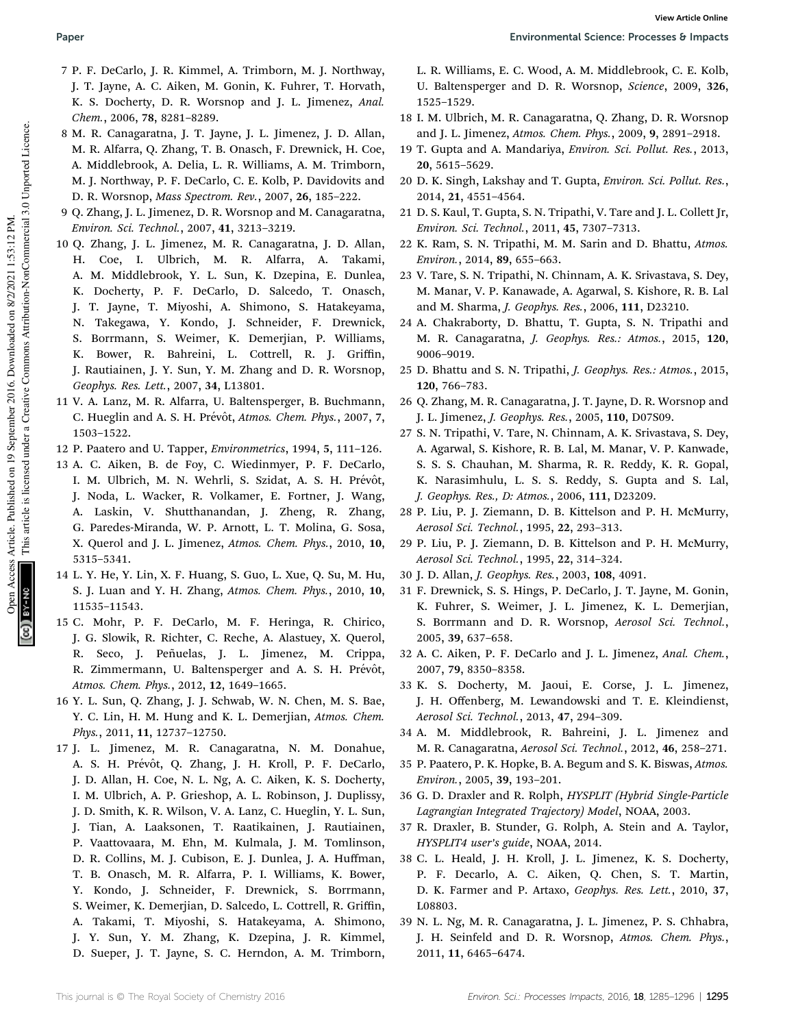7 P. F. DeCarlo, J. R. Kimmel, A. Trimborn, M. J. Northway, J. T. Jayne, A. C. Aiken, M. Gonin, K. Fuhrer, T. Horvath, K. S. Docherty, D. R. Worsnop and J. L. Jimenez, *Anal. Chem.*, 2006, **78**, 8281–8289.

8 M. R. Canagaratna, J. T. Jayne, J. L. Jimenez, J. D. Allan, M. R. Alfarra, Q. Zhang, T. B. Onasch, F. Drewnick, H. Coe, A. Middlebrook, A. Delia, L. R. Williams, A. M. Trimborn, M. J. Northway, P. F. DeCarlo, C. E. Kolb, P. Davidovits and D. R. Worsnop, *Mass Spectrom. Rev.*, 2007, **26**, 185–222.

9 Q. Zhang, J. L. Jimenez, D. R. Worsnop and M. Canagaratna, *Environ. Sci. Technol.*, 2007, **41**, 3213–3219.

10 Q. Zhang, J. L. Jimenez, M. R. Canagaratna, J. D. Allan, H. Coe, I. Ulbrich, M. R. Alfarra, A. Takami, A. M. Middlebrook, Y. L. Sun, K. Dzepina, E. Dunlea, K. Docherty, P. F. DeCarlo, D. Salcedo, T. Onasch, J. T. Jayne, T. Miyoshi, A. Shimono, S. Hatakeyama, N. Takegawa, Y. Kondo, J. Schneider, F. Drewnick, S. Borrmann, S. Weimer, K. Demerjian, P. Williams, K. Bower, R. Bahreini, L. Cottrell, R. J. Griffin, J. Rautiainen, J. Y. Sun, Y. M. Zhang and D. R. Worsnop, *Geophys. Res. Lett.*, 2007, **34**, L13801.

11 V. A. Lanz, M. R. Alfarra, U. Baltensperger, B. Buchmann, C. Hueglin and A. S. H. Prévôt, *Atmos. Chem. Phys.*, 2007, **7**, 1503–1522.

12 P. Paatero and U. Tapper, *Environmetrics*, 1994, **5**, 111–126.

13 A. C. Aiken, B. de Foy, C. Wiedinmyer, P. F. DeCarlo, I. M. Ulbrich, M. N. Wehrli, S. Szidat, A. S. H. Prévôt, J. Noda, L. Wacker, R. Volkamer, E. Fortner, J. Wang, A. Laskin, V. Shutthanandan, J. Zheng, R. Zhang, G. Paredes-Miranda, W. P. Arnott, L. T. Molina, G. Sosa, X. Querol and J. L. Jimenez, *Atmos. Chem. Phys.*, 2010, **10**, 5315–5341.

14 L. Y. He, Y. Lin, X. F. Huang, S. Guo, L. Xue, Q. Su, M. Hu, S. J. Luan and Y. H. Zhang, *Atmos. Chem. Phys.*, 2010, **10**, 11535–11543.

15 C. Mohr, P. F. DeCarlo, M. F. Heringa, R. Chirico, J. G. Slowik, R. Richter, C. Reche, A. Alastuey, X. Querol, R. Seco, J. Peñuelas, J. L. Jimenez, M. Crippa, R. Zimmermann, U. Baltensperger and A. S. H. Prévôt, *Atmos. Chem. Phys.*, 2012, **12**, 1649–1665.

16 Y. L. Sun, Q. Zhang, J. J. Schwab, W. N. Chen, M. S. Bae, Y. C. Lin, H. M. Hung and K. L. Demerjian, *Atmos. Chem. Phys.*, 2011, **11**, 12737–12750.

17 J. L. Jimenez, M. R. Canagaratna, N. M. Donahue, A. S. H. Prévôt, Q. Zhang, J. H. Kroll, P. F. DeCarlo, J. D. Allan, H. Coe, N. L. Ng, A. C. Aiken, K. S. Docherty, I. M. Ulbrich, A. P. Grieshop, A. L. Robinson, J. Duplissy, J. D. Smith, K. R. Wilson, V. A. Lanz, C. Hueglin, Y. L. Sun, J. Tian, A. Laaksonen, T. Raatikainen, J. Rautiainen, P. Vaattovaara, M. Ehn, M. Kulmala, J. M. Tomlinson, D. R. Collins, M. J. Cubison, E. J. Dunlea, J. A. Huffman, T. B. Onasch, M. R. Alfarra, P. I. Williams, K. Bower, Y. Kondo, J. Schneider, F. Drewnick, S. Borrmann, S. Weimer, K. Demerjian, D. Salcedo, L. Cottrell, R. Griffin, A. Takami, T. Miyoshi, S. Hatakeyama, A. Shimono, J. Y. Sun, Y. M. Zhang, K. Dzepina, J. R. Kimmel, D. Sueper, J. T. Jayne, S. C. Herndon, A. M. Trimborn, L. R. Williams, E. C. Wood, A. M. Middlebrook, C. E. Kolb, U. Baltensperger and D. R. Worsnop, *Science*, 2009, **326**, 1525–1529.

18 I. M. Ulbrich, M. R. Canagaratna, Q. Zhang, D. R. Worsnop and J. L. Jimenez, *Atmos. Chem. Phys.*, 2009, **9**, 2891–2918.

19 T. Gupta and A. Mandariya, *Environ. Sci. Pollut. Res.*, 2013, **20**, 5615–5629.

20 D. K. Singh, Lakshay and T. Gupta, *Environ. Sci. Pollut. Res.*, 2014, **21**, 4551–4564.

21 D. S. Kaul, T. Gupta, S. N. Tripathi, V. Tare and J. L. Collett Jr, *Environ. Sci. Technol.*, 2011, **45**, 7307–7313.

22 K. Ram, S. N. Tripathi, M. M. Sarin and D. Bhattu, *Atmos. Environ.*, 2014, **89**, 655–663.

23 V. Tare, S. N. Tripathi, N. Chinnam, A. K. Srivastava, S. Dey, M. Manar, V. P. Kanawade, A. Agarwal, S. Kishore, R. B. Lal and M. Sharma, *J. Geophys. Res.*, 2006, **111**, D23210.

24 A. Chakraborty, D. Bhattu, T. Gupta, S. N. Tripathi and M. R. Canagaratna, *J. Geophys. Res.: Atmos.*, 2015, **120**, 9006–9019.

25 D. Bhattu and S. N. Tripathi, *J. Geophys. Res.: Atmos.*, 2015, **120**, 766–783.

26 Q. Zhang, M. R. Canagaratna, J. T. Jayne, D. R. Worsnop and J. L. Jimenez, *J. Geophys. Res.*, 2005, **110**, D07S09.

27 S. N. Tripathi, V. Tare, N. Chinnam, A. K. Srivastava, S. Dey, A. Agarwal, S. Kishore, R. B. Lal, M. Manar, V. P. Kanwade, S. S. S. Chauhan, M. Sharma, R. R. Reddy, K. R. Gopal, K. Narasimhulu, L. S. S. Reddy, S. Gupta and S. Lal, *J. Geophys. Res., D: Atmos.*, 2006, **111**, D23209.

28 P. Liu, P. J. Ziemann, D. B. Kittelson and P. H. McMurry, *Aerosol Sci. Technol.*, 1995, **22**, 293–313.

29 P. Liu, P. J. Ziemann, D. B. Kittelson and P. H. McMurry, *Aerosol Sci. Technol.*, 1995, **22**, 314–324.

30 J. D. Allan, *J. Geophys. Res.*, 2003, **108**, 4091.

31 F. Drewnick, S. S. Hings, P. DeCarlo, J. T. Jayne, M. Gonin, K. Fuhrer, S. Weimer, J. L. Jimenez, K. L. Demerjian, S. Borrmann and D. R. Worsnop, *Aerosol Sci. Technol.*, 2005, **39**, 637–658.

32 A. C. Aiken, P. F. DeCarlo and J. L. Jimenez, *Anal. Chem.*, 2007, **79**, 8350–8358.

33 K. S. Docherty, M. Jaoui, E. Corse, J. L. Jimenez, J. H. Offenberg, M. Lewandowski and T. E. Kleindienst, *Aerosol Sci. Technol.*, 2013, **47**, 294–309.

34 A. M. Middlebrook, R. Bahreini, J. L. Jimenez and M. R. Canagaratna, *Aerosol Sci. Technol.*, 2012, **46**, 258–271.

35 P. Paatero, P. K. Hopke, B. A. Begum and S. K. Biswas, *Atmos. Environ.*, 2005, **39**, 193–201.

36 G. D. Draxler and R. Rolph, *HYSPLIT (Hybrid Single-Particle Lagrangian Integrated Trajectory) Model*, NOAA, 2003.

37 R. Draxler, B. Stunder, G. Rolph, A. Stein and A. Taylor, *HYSPLIT4 user's guide*, NOAA, 2014.

38 C. L. Heald, J. H. Kroll, J. L. Jimenez, K. S. Docherty, P. F. Decarlo, A. C. Aiken, Q. Chen, S. T. Martin, D. K. Farmer and P. Artaxo, *Geophys. Res. Lett.*, 2010, **37**, L08803.

39 N. L. Ng, M. R. Canagaratna, J. L. Jimenez, P. S. Chhabra, J. H. Seinfeld and D. R. Worsnop, *Atmos. Chem. Phys.*, 2011, **11**, 6465–6474.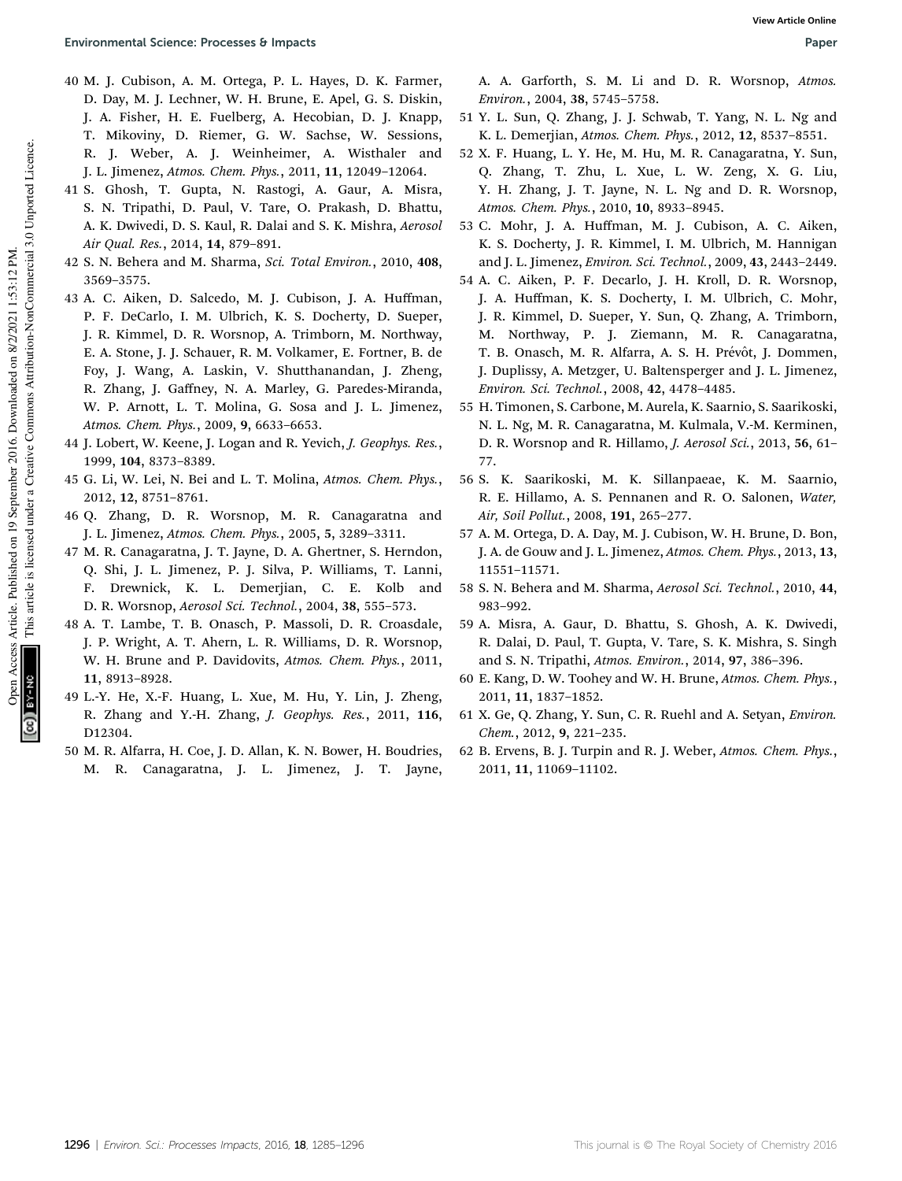40 M. J. Cubison, A. M. Ortega, P. L. Hayes, D. K. Farmer, D. Day, M. J. Lechner, W. H. Brune, E. Apel, G. S. Diskin, J. A. Fisher, H. E. Fuelberg, A. Hecobian, D. J. Knapp, T. Mikoviny, D. Riemer, G. W. Sachse, W. Sessions, R. J. Weber, A. J. Weinheimer, A. Wisthaler and J. L. Jimenez, *Atmos. Chem. Phys.*, 2011, **11**, 12049–12064.

41 S. Ghosh, T. Gupta, N. Rastogi, A. Gaur, A. Misra, S. N. Tripathi, D. Paul, V. Tare, O. Prakash, D. Bhattu, A. K. Dwivedi, D. S. Kaul, R. Dalai and S. K. Mishra, *Aerosol Air Qual. Res.*, 2014, **14**, 879–891.

42 S. N. Behera and M. Sharma, *Sci. Total Environ.*, 2010, **408**, 3569–3575.

43 A. C. Aiken, D. Salcedo, M. J. Cubison, J. A. Huffman, P. F. DeCarlo, I. M. Ulbrich, K. S. Docherty, D. Sueper, J. R. Kimmel, D. R. Worsnop, A. Trimborn, M. Northway, E. A. Stone, J. J. Schauer, R. M. Volkamer, E. Fortner, B. de Foy, J. Wang, A. Laskin, V. Shutthanandan, J. Zheng, R. Zhang, J. Gaffney, N. A. Marley, G. Paredes-Miranda, W. P. Arnott, L. T. Molina, G. Sosa and J. L. Jimenez, *Atmos. Chem. Phys.*, 2009, **9**, 6633–6653.

44 J. Lobert, W. Keene, J. Logan and R. Yevich, *J. Geophys. Res.*, 1999, **104**, 8373–8389.

45 G. Li, W. Lei, N. Bei and L. T. Molina, *Atmos. Chem. Phys.*, 2012, **12**, 8751–8761.

46 Q. Zhang, D. R. Worsnop, M. R. Canagaratna and J. L. Jimenez, *Atmos. Chem. Phys.*, 2005, **5**, 3289–3311.

47 M. R. Canagaratna, J. T. Jayne, D. A. Ghertner, S. Herndon, Q. Shi, J. L. Jimenez, P. J. Silva, P. Williams, T. Lanni, F. Drewnick, K. L. Demerjian, C. E. Kolb and D. R. Worsnop, *Aerosol Sci. Technol.*, 2004, **38**, 555–573.

48 A. T. Lambe, T. B. Onasch, P. Massoli, D. R. Croasdale, J. P. Wright, A. T. Ahern, L. R. Williams, D. R. Worsnop, W. H. Brune and P. Davidovits, *Atmos. Chem. Phys.*, 2011, **11**, 8913–8928.

49 L.-Y. He, X.-F. Huang, L. Xue, M. Hu, Y. Lin, J. Zheng, R. Zhang and Y.-H. Zhang, *J. Geophys. Res.*, 2011, **116**, D12304.

50 M. R. Alfarra, H. Coe, J. D. Allan, K. N. Bower, H. Boudries, M. R. Canagaratna, J. L. Jimenez, J. T. Jayne, A. A. Garforth, S. M. Li and D. R. Worsnop, *Atmos. Environ.*, 2004, **38**, 5745–5758.

51 Y. L. Sun, Q. Zhang, J. J. Schwab, T. Yang, N. L. Ng and K. L. Demerjian, *Atmos. Chem. Phys.*, 2012, **12**, 8537–8551.

52 X. F. Huang, L. Y. He, M. Hu, M. R. Canagaratna, Y. Sun, Q. Zhang, T. Zhu, L. Xue, L. W. Zeng, X. G. Liu, Y. H. Zhang, J. T. Jayne, N. L. Ng and D. R. Worsnop, *Atmos. Chem. Phys.*, 2010, **10**, 8933–8945.

53 C. Mohr, J. A. Huffman, M. J. Cubison, A. C. Aiken, K. S. Docherty, J. R. Kimmel, I. M. Ulbrich, M. Hannigan and J. L. Jimenez, *Environ. Sci. Technol.*, 2009, **43**, 2443–2449.

54 A. C. Aiken, P. F. Decarlo, J. H. Kroll, D. R. Worsnop, J. A. Huffman, K. S. Docherty, I. M. Ulbrich, C. Mohr, J. R. Kimmel, D. Sueper, Y. Sun, Q. Zhang, A. Trimborn, M. Northway, P. J. Ziemann, M. R. Canagaratna, T. B. Onasch, M. R. Alfarra, A. S. H. Prévôt, J. Dommen, J. Duplissy, A. Metzger, U. Baltensperger and J. L. Jimenez, *Environ. Sci. Technol.*, 2008, **42**, 4478–4485.

55 H. Timonen, S. Carbone, M. Aurela, K. Saarnio, S. Saarikoski, N. L. Ng, M. R. Canagaratna, M. Kulmala, V.-M. Kerminen, D. R. Worsnop and R. Hillamo, *J. Aerosol Sci.*, 2013, **56**, 61–77.

56 S. K. Saarikoski, M. K. Sillanpaeae, K. M. Saarnio, R. E. Hillamo, A. S. Pennanen and R. O. Salonen, *Water, Air, Soil Pollut.*, 2008, **191**, 265–277.

57 A. M. Ortega, D. A. Day, M. J. Cubison, W. H. Brune, D. Bon, J. A. de Gouw and J. L. Jimenez, *Atmos. Chem. Phys.*, 2013, **13**, 11551–11571.

58 S. N. Behera and M. Sharma, *Aerosol Sci. Technol.*, 2010, **44**, 983–992.

59 A. Misra, A. Gaur, D. Bhattu, S. Ghosh, A. K. Dwivedi, R. Dalai, D. Paul, T. Gupta, V. Tare, S. K. Mishra, S. Singh and S. N. Tripathi, *Atmos. Environ.*, 2014, **97**, 386–396.

60 E. Kang, D. W. Toohey and W. H. Brune, *Atmos. Chem. Phys.*, 2011, **11**, 1837–1852.

61 X. Ge, Q. Zhang, Y. Sun, C. R. Ruehl and A. Setyan, *Environ. Chem.*, 2012, **9**, 221–235.

62 B. Ervens, B. J. Turpin and R. J. Weber, *Atmos. Chem. Phys.*, 2011, **11**, 11069–11102.